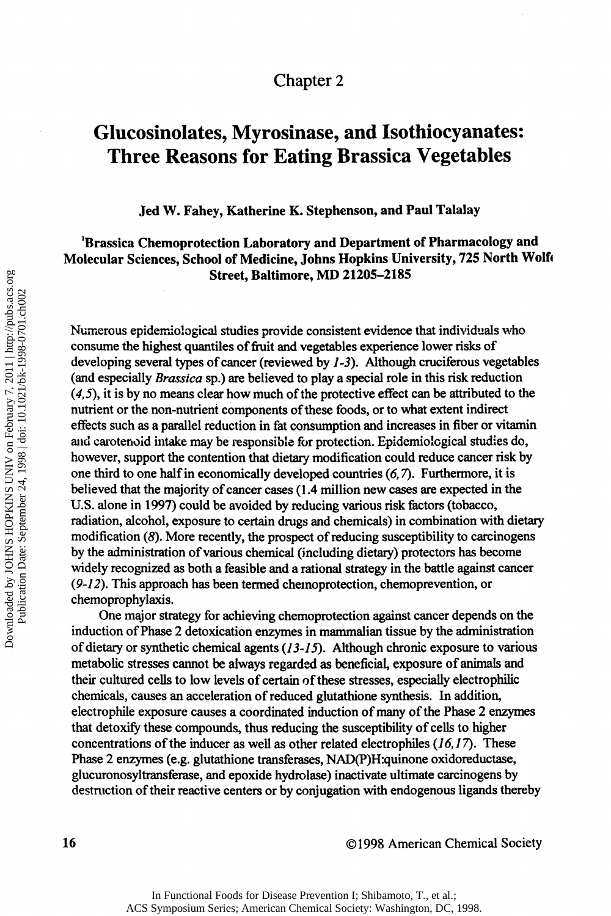# Chapter 2

# Glucosinolates, Myrosinase, and Isothiocyanates: Three Reasons for Eating Brassica Vegetables

**Jed W. Fahey, Katherine K. Stephenson, and Paul Talalay**

**[1]Brassica Chemoprotection Laboratory and Department of Pharmacology and Molecular Sciences, School of Medicine, Johns Hopkins University, 725 North Wolfe Street, Baltimore, MD 21205–2185**

Numerous epidemiological studies provide consistent evidence that individuals who consume the highest quantiles of fruit and vegetables experience lower risks of developing several types of cancer (reviewed by *1-3*). Although cruciferous vegetables (and especially *Brassica* sp.) are believed to play a special role in this risk reduction (*4,5*), it is by no means clear how much of the protective effect can be attributed to the nutrient or the non-nutrient components of these foods, or to what extent indirect effects such as a parallel reduction in fat consumption and increases in fiber or vitamin and carotenoid intake may be responsible for protection. Epidemiological studies do, however, support the contention that dietary modification could reduce cancer risk by one third to one half in economically developed countries (*6,7*). Furthermore, it is believed that the majority of cancer cases (1.4 million new cases are expected in the U.S. alone in 1997) could be avoided by reducing various risk factors (tobacco, radiation, alcohol, exposure to certain drugs and chemicals) in combination with dietary modification (*8*). More recently, the prospect of reducing susceptibility to carcinogens by the administration of various chemical (including dietary) protectors has become widely recognized as both a feasible and a rational strategy in the battle against cancer (*9-12*). This approach has been termed chemoprotection, chemoprevention, or chemoprophylaxis.

One major strategy for achieving chemoprotection against cancer depends on the induction of Phase 2 detoxication enzymes in mammalian tissue by the administration of dietary or synthetic chemical agents (*13-15*). Although chronic exposure to various metabolic stresses cannot be always regarded as beneficial, exposure of animals and their cultured cells to low levels of certain of these stresses, especially electrophilic chemicals, causes an acceleration of reduced glutathione synthesis. In addition, electrophile exposure causes a coordinated induction of many of the Phase 2 enzymes that detoxify these compounds, thus reducing the susceptibility of cells to higher concentrations of the inducer as well as other related electrophiles (*16,17*). These Phase 2 enzymes (e.g. glutathione transferases, NAD(P)H:quinone oxidoreductase, glucuronosyltransferase, and epoxide hydrolase) inactivate ultimate carcinogens by destruction of their reactive centers or by conjugation with endogenous ligands thereby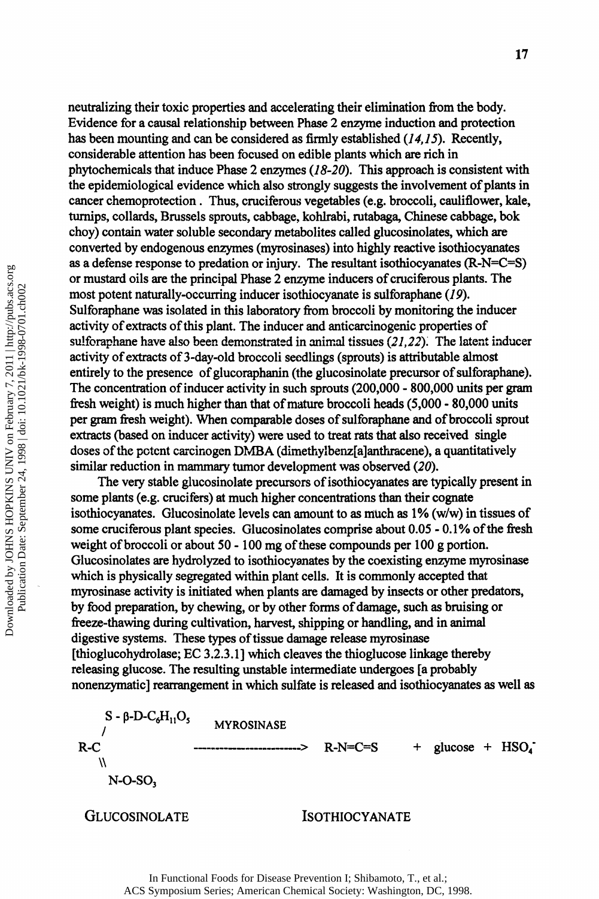neutralizing their toxic properties and accelerating their elimination from the body. Evidence for a causal relationship between Phase 2 enzyme induction and protection has been mounting and can be considered as firmly established (*14,15*). Recently, considerable attention has been focused on edible plants which are rich in phytochemicals that induce Phase 2 enzymes (*18-20*). This approach is consistent with the epidemiological evidence which also strongly suggests the involvement of plants in cancer chemoprotection . Thus, cruciferous vegetables (e.g. broccoli, cauliflower, kale, turnips, collards, Brussels sprouts, cabbage, kohlrabi, rutabaga, Chinese cabbage, bok choy) contain water soluble secondary metabolites called glucosinolates, which are converted by endogenous enzymes (myrosinases) into highly reactive isothiocyanates as a defense response to predation or injury. The resultant isothiocyanates (R-N=C=S) or mustard oils are the principal Phase 2 enzyme inducers of cruciferous plants. The most potent naturally-occurring inducer isothiocyanate is sulforaphane (*19*). Sulforaphane was isolated in this laboratory from broccoli by monitoring the inducer activity of extracts of this plant. The inducer and anticarcinogenic properties of sulforaphane have also been demonstrated in animal tissues (*21,22*). The latent inducer activity of extracts of 3-day-old broccoli seedlings (sprouts) is attributable almost entirely to the presence of glucoraphanin (the glucosinolate precursor of sulforaphane). The concentration of inducer activity in such sprouts (200,000 - 800,000 units per gram fresh weight) is much higher than that of mature broccoli heads (5,000 - 80,000 units per gram fresh weight). When comparable doses of sulforaphane and of broccoli sprout extracts (based on inducer activity) were used to treat rats that also received single doses of the potent carcinogen DMBA (dimethylbenz[a]anthracene), a quantitatively similar reduction in mammary tumor development was observed (*20*).

The very stable glucosinolate precursors of isothiocyanates are typically present in some plants (e.g. crucifers) at much higher concentrations than their cognate isothiocyanates. Glucosinolate levels can amount to as much as 1% (w/w) in tissues of some cruciferous plant species. Glucosinolates comprise about 0.05 - 0.1% of the fresh weight of broccoli or about 50 - 100 mg of these compounds per 100 g portion. Glucosinolates are hydrolyzed to isothiocyanates by the coexisting enzyme myrosinase which is physically segregated within plant cells. It is commonly accepted that myrosinase activity is initiated when plants are damaged by insects or other predators, by food preparation, by chewing, or by other forms of damage, such as bruising or freeze-thawing during cultivation, harvest, shipping or handling, and in animal digestive systems. These types of tissue damage release myrosinase [thioglucohydrolase; EC 3.2.3.1] which cleaves the thioglucose linkage thereby releasing glucose. The resulting unstable intermediate undergoes [a probably nonenzymatic] rearrangement in which sulfate is released and isothiocyanates as well as

$$\text{R-C}(\text{S-}\beta\text{-D-}C_6H_{11}O_5)(=\text{N-O-}SO_3) \xrightarrow{\text{MYROSINASE}} \text{R-N=C=S} + \text{glucose} + HSO_4^-$$

GLUCOSINOLATE ISOTHIOCYANATE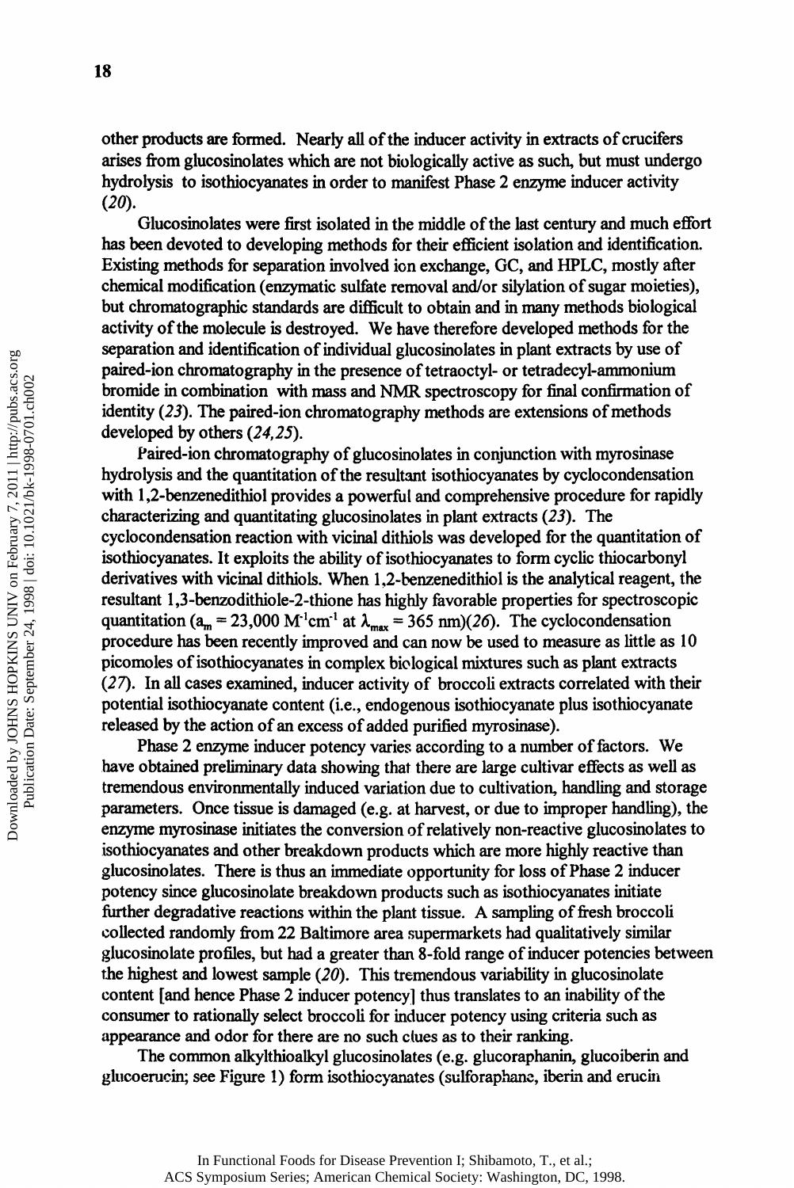other products are formed. Nearly all of the inducer activity in extracts of crucifers arises from glucosinolates which are not biologically active as such, but must undergo hydrolysis to isothiocyanates in order to manifest Phase 2 enzyme inducer activity (*20*).

Glucosinolates were first isolated in the middle of the last century and much effort has been devoted to developing methods for their efficient isolation and identification. Existing methods for separation involved ion exchange, GC, and HPLC, mostly after chemical modification (enzymatic sulfate removal and/or silylation of sugar moieties), but chromatographic standards are difficult to obtain and in many methods biological activity of the molecule is destroyed. We have therefore developed methods for the separation and identification of individual glucosinolates in plant extracts by use of paired-ion chromatography in the presence of tetraoctyl- or tetradecyl-ammonium bromide in combination with mass and NMR spectroscopy for final confirmation of identity (*23*). The paired-ion chromatography methods are extensions of methods developed by others (*24,25*).

Paired-ion chromatography of glucosinolates in conjunction with myrosinase hydrolysis and the quantitation of the resultant isothiocyanates by cyclocondensation with 1,2-benzenedithiol provides a powerful and comprehensive procedure for rapidly characterizing and quantitating glucosinolates in plant extracts (*23*). The cyclocondensation reaction with vicinal dithiols was developed for the quantitation of isothiocyanates. It exploits the ability of isothiocyanates to form cyclic thiocarbonyl derivatives with vicinal dithiols. When 1,2-benzenedithiol is the analytical reagent, the resultant 1,3-benzodithiole-2-thione has highly favorable properties for spectroscopic quantitation ($a_m = 23{,}000\ M^{-1}cm^{-1}$ at $\lambda_{max} = 365$ nm)(*26*). The cyclocondensation procedure has been recently improved and can now be used to measure as little as 10 picomoles of isothiocyanates in complex biological mixtures such as plant extracts (*27*). In all cases examined, inducer activity of broccoli extracts correlated with their potential isothiocyanate content (i.e., endogenous isothiocyanate plus isothiocyanate released by the action of an excess of added purified myrosinase).

Phase 2 enzyme inducer potency varies according to a number of factors. We have obtained preliminary data showing that there are large cultivar effects as well as tremendous environmentally induced variation due to cultivation, handling and storage parameters. Once tissue is damaged (e.g. at harvest, or due to improper handling), the enzyme myrosinase initiates the conversion of relatively non-reactive glucosinolates to isothiocyanates and other breakdown products which are more highly reactive than glucosinolates. There is thus an immediate opportunity for loss of Phase 2 inducer potency since glucosinolate breakdown products such as isothiocyanates initiate further degradative reactions within the plant tissue. A sampling of fresh broccoli collected randomly from 22 Baltimore area supermarkets had qualitatively similar glucosinolate profiles, but had a greater than 8-fold range of inducer potencies between the highest and lowest sample (*20*). This tremendous variability in glucosinolate content [and hence Phase 2 inducer potency] thus translates to an inability of the consumer to rationally select broccoli for inducer potency using criteria such as appearance and odor for there are no such clues as to their ranking.

The common alkylthioalkyl glucosinolates (e.g. glucoraphanin, glucoiberin and glucoerucin; see Figure 1) form isothiocyanates (sulforaphane, iberin and erucin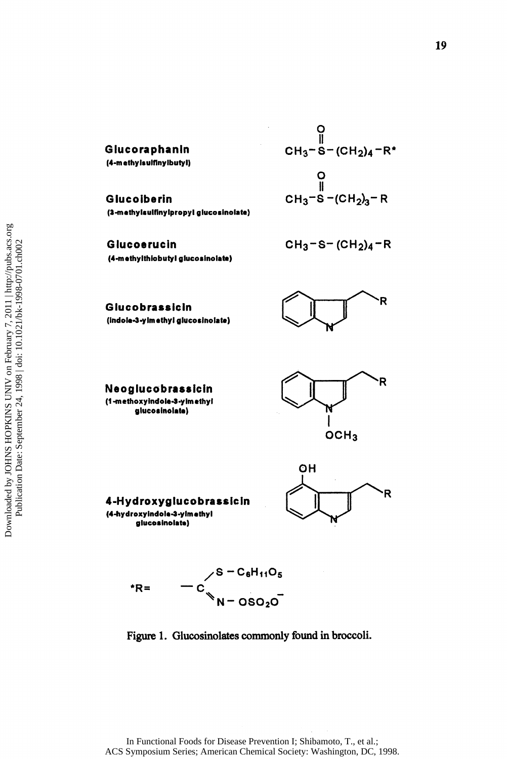**Glucoraphanin**
(4-methylsulfinylbutyl)

$CH_3-S(=O)-(CH_2)_4-R^*$

**Glucoiberin**
(3-methylsulfinylpropyl glucosinolate)

$CH_3-S(=O)-(CH_2)_3-R$

**Glucoerucin**
(4-methylthiobutyl glucosinolate)

$CH_3-S-(CH_2)_4-R$

**Glucobrassicin**
(indole-3-ylmethyl glucosinolate)

**Neoglucobrassicin**
(1-methoxyindole-3-ylmethyl glucosinolate)

$OCH_3$

**4-Hydroxyglucobrassicin**
(4-hydroxyindole-3-ylmethyl glucosinolate)

$$^*R = -C(-S-C_6H_{11}O_5)=N-OSO_2O^-$$

Figure 1. Glucosinolates commonly found in broccoli.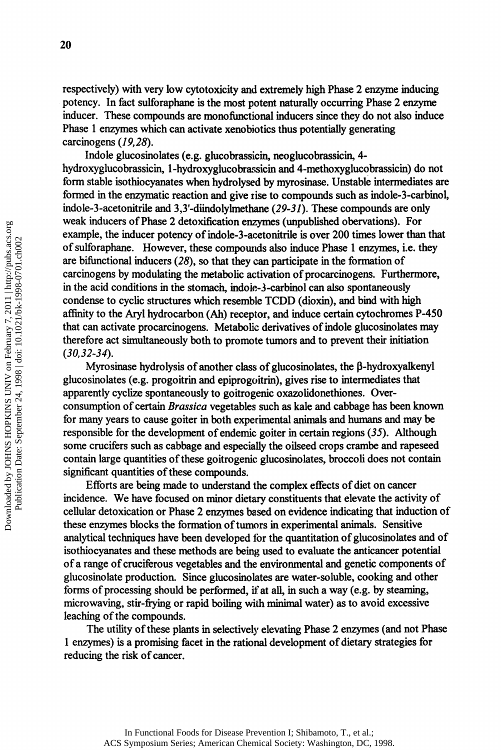respectively) with very low cytotoxicity and extremely high Phase 2 enzyme inducing potency. In fact sulforaphane is the most potent naturally occurring Phase 2 enzyme inducer. These compounds are monofunctional inducers since they do not also induce Phase 1 enzymes which can activate xenobiotics thus potentially generating carcinogens (*19,28*).

Indole glucosinolates (e.g. glucobrassicin, neoglucobrassicin, 4-hydroxyglucobrassicin, 1-hydroxyglucobrassicin and 4-methoxyglucobrassicin) do not form stable isothiocyanates when hydrolysed by myrosinase. Unstable intermediates are formed in the enzymatic reaction and give rise to compounds such as indole-3-carbinol, indole-3-acetonitrile and 3,3'-diindolylmethane (*29-31*). These compounds are only weak inducers of Phase 2 detoxification enzymes (unpublished obervations). For example, the inducer potency of indole-3-acetonitrile is over 200 times lower than that of sulforaphane. However, these compounds also induce Phase 1 enzymes, i.e. they are bifunctional inducers (*28*), so that they can participate in the formation of carcinogens by modulating the metabolic activation of procarcinogens. Furthermore, in the acid conditions in the stomach, indole-3-carbinol can also spontaneously condense to cyclic structures which resemble TCDD (dioxin), and bind with high affinity to the Aryl hydrocarbon (Ah) receptor, and induce certain cytochromes P-450 that can activate procarcinogens. Metabolic derivatives of indole glucosinolates may therefore act simultaneously both to promote tumors and to prevent their initiation (*30,32-34*).

Myrosinase hydrolysis of another class of glucosinolates, the β-hydroxyalkenyl glucosinolates (e.g. progoitrin and epiprogoitrin), gives rise to intermediates that apparently cyclize spontaneously to goitrogenic oxazolidonethiones. Over-consumption of certain *Brassica* vegetables such as kale and cabbage has been known for many years to cause goiter in both experimental animals and humans and may be responsible for the development of endemic goiter in certain regions (*35*). Although some crucifers such as cabbage and especially the oilseed crops crambe and rapeseed contain large quantities of these goitrogenic glucosinolates, broccoli does not contain significant quantities of these compounds.

Efforts are being made to understand the complex effects of diet on cancer incidence. We have focused on minor dietary constituents that elevate the activity of cellular detoxication or Phase 2 enzymes based on evidence indicating that induction of these enzymes blocks the formation of tumors in experimental animals. Sensitive analytical techniques have been developed for the quantitation of glucosinolates and of isothiocyanates and these methods are being used to evaluate the anticancer potential of a range of cruciferous vegetables and the environmental and genetic components of glucosinolate production. Since glucosinolates are water-soluble, cooking and other forms of processing should be performed, if at all, in such a way (e.g. by steaming, microwaving, stir-frying or rapid boiling with minimal water) as to avoid excessive leaching of the compounds.

The utility of these plants in selectively elevating Phase 2 enzymes (and not Phase 1 enzymes) is a promising facet in the rational development of dietary strategies for reducing the risk of cancer.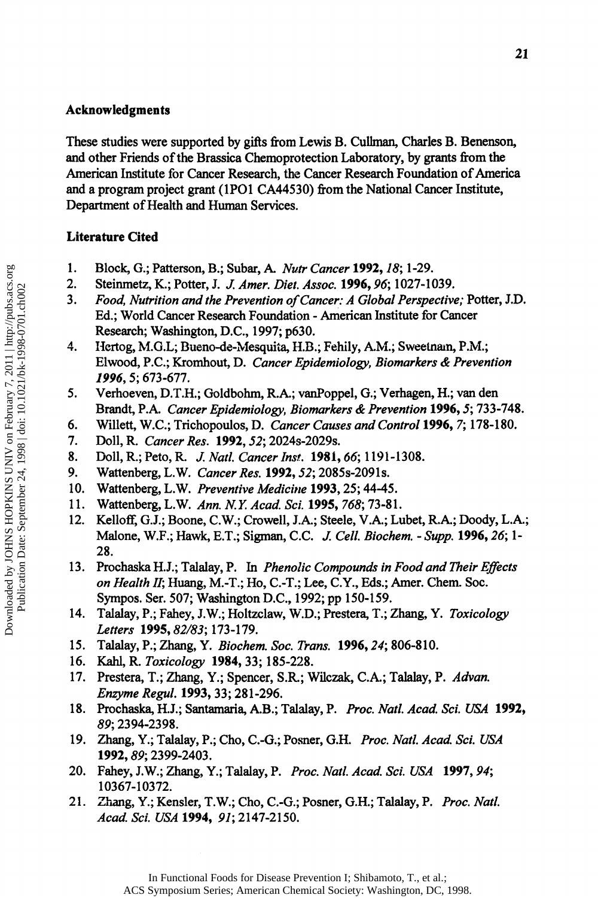### Acknowledgments

These studies were supported by gifts from Lewis B. Cullman, Charles B. Benenson, and other Friends of the Brassica Chemoprotection Laboratory, by grants from the American Institute for Cancer Research, the Cancer Research Foundation of America and a program project grant (1PO1 CA44530) from the National Cancer Institute, Department of Health and Human Services.

### Literature Cited

1. Block, G.; Patterson, B.; Subar, A. *Nutr Cancer* **1992,** *18*; 1-29.
2. Steinmetz, K.; Potter, J. *J. Amer. Diet. Assoc.* **1996,** *96*; 1027-1039.
3. *Food, Nutrition and the Prevention of Cancer: A Global Perspective;* Potter, J.D. Ed.; World Cancer Research Foundation - American Institute for Cancer Research; Washington, D.C., 1997; p630.
4. Hertog, M.G.L; Bueno-de-Mesquita, H.B.; Fehily, A.M.; Sweetnam, P.M.; Elwood, P.C.; Kromhout, D. *Cancer Epidemiology, Biomarkers & Prevention 1996*, 5; 673-677.
5. Verhoeven, D.T.H.; Goldbohm, R.A.; vanPoppel, G.; Verhagen, H.; van den Brandt, P.A. *Cancer Epidemiology, Biomarkers & Prevention* **1996,** *5*; 733-748.
6. Willett, W.C.; Trichopoulos, D. *Cancer Causes and Control* **1996,** *7*; 178-180.
7. Doll, R. *Cancer Res.* **1992,** *52*; 2024s-2029s.
8. Doll, R.; Peto, R. *J. Natl. Cancer Inst.* **1981,** *66*; 1191-1308.
9. Wattenberg, L.W. *Cancer Res.* **1992,** *52*; 2085s-2091s.
10. Wattenberg, L.W. *Preventive Medicine* **1993,** 25; 44-45.
11. Wattenberg, L.W. *Ann. N.Y. Acad. Sci.* **1995,** *768*; 73-81.
12. Kelloff, G.J.; Boone, C.W.; Crowell, J.A.; Steele, V.A.; Lubet, R.A.; Doody, L.A.; Malone, W.F.; Hawk, E.T.; Sigman, C.C. *J. Cell. Biochem. - Supp.* **1996,** *26*; 1-28.
13. Prochaska H.J.; Talalay, P. In *Phenolic Compounds in Food and Their Effects on Health II*; Huang, M.-T.; Ho, C.-T.; Lee, C.Y., Eds.; Amer. Chem. Soc. Sympos. Ser. 507; Washington D.C., 1992; pp 150-159.
14. Talalay, P.; Fahey, J.W.; Holtzclaw, W.D.; Prestera, T.; Zhang, Y. *Toxicology Letters* **1995,** *82/83*; 173-179.
15. Talalay, P.; Zhang, Y. *Biochem. Soc. Trans.* **1996,** *24*; 806-810.
16. Kahl, R. *Toxicology* **1984,** 33; 185-228.
17. Prestera, T.; Zhang, Y.; Spencer, S.R.; Wilczak, C.A.; Talalay, P. *Advan. Enzyme Regul.* **1993,** 33; 281-296.
18. Prochaska, H.J.; Santamaria, A.B.; Talalay, P. *Proc. Natl. Acad. Sci. USA* **1992,** *89*; 2394-2398.
19. Zhang, Y.; Talalay, P.; Cho, C.-G.; Posner, G.H. *Proc. Natl. Acad. Sci. USA* **1992,** *89*; 2399-2403.
20. Fahey, J.W.; Zhang, Y.; Talalay, P. *Proc. Natl. Acad. Sci. USA* **1997,** *94*; 10367-10372.
21. Zhang, Y.; Kensler, T.W.; Cho, C.-G.; Posner, G.H.; Talalay, P. *Proc. Natl. Acad. Sci. USA* **1994,** *91*; 2147-2150.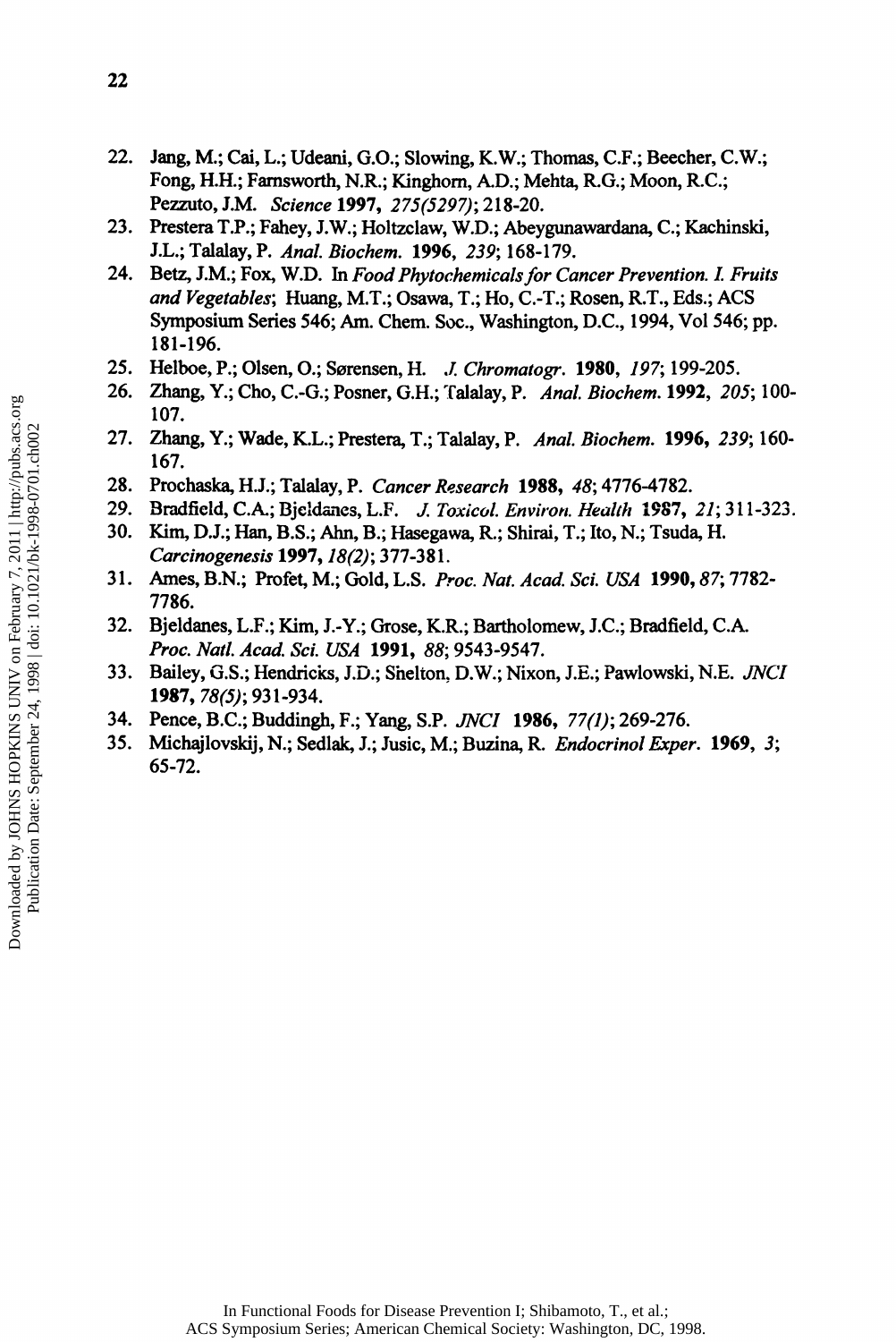22. Jang, M.; Cai, L.; Udeani, G.O.; Slowing, K.W.; Thomas, C.F.; Beecher, C.W.; Fong, H.H.; Farnsworth, N.R.; Kinghorn, A.D.; Mehta, R.G.; Moon, R.C.; Pezzuto, J.M. *Science* **1997**, *275(5297)*; 218-20.
23. Prestera T.P.; Fahey, J.W.; Holtzclaw, W.D.; Abeygunawardana, C.; Kachinski, J.L.; Talalay, P. *Anal. Biochem.* **1996**, *239*; 168-179.
24. Betz, J.M.; Fox, W.D. In *Food Phytochemicals for Cancer Prevention. I. Fruits and Vegetables*; Huang, M.T.; Osawa, T.; Ho, C.-T.; Rosen, R.T., Eds.; ACS Symposium Series 546; Am. Chem. Soc., Washington, D.C., 1994, Vol 546; pp. 181-196.
25. Helboe, P.; Olsen, O.; Sørensen, H. *J. Chromatogr.* **1980**, *197*; 199-205.
26. Zhang, Y.; Cho, C.-G.; Posner, G.H.; Talalay, P. *Anal. Biochem.* **1992**, *205*; 100-107.
27. Zhang, Y.; Wade, K.L.; Prestera, T.; Talalay, P. *Anal. Biochem.* **1996**, *239*; 160-167.
28. Prochaska, H.J.; Talalay, P. *Cancer Research* **1988**, *48*; 4776-4782.
29. Bradfield, C.A.; Bjeldanes, L.F. *J. Toxicol. Environ. Health* **1987**, *21*; 311-323.
30. Kim, D.J.; Han, B.S.; Ahn, B.; Hasegawa, R.; Shirai, T.; Ito, N.; Tsuda, H. *Carcinogenesis* **1997**, *18(2)*; 377-381.
31. Ames, B.N.; Profet, M.; Gold, L.S. *Proc. Nat. Acad. Sci. USA* **1990**, *87*; 7782-7786.
32. Bjeldanes, L.F.; Kim, J.-Y.; Grose, K.R.; Bartholomew, J.C.; Bradfield, C.A. *Proc. Natl. Acad. Sci. USA* **1991**, *88*; 9543-9547.
33. Bailey, G.S.; Hendricks, J.D.; Shelton, D.W.; Nixon, J.E.; Pawlowski, N.E. *JNCI* **1987**, *78(5)*; 931-934.
34. Pence, B.C.; Buddingh, F.; Yang, S.P. *JNCI* **1986**, *77(1)*; 269-276.
35. Michajlovskij, N.; Sedlak, J.; Jusic, M.; Buzina, R. *Endocrinol Exper.* **1969**, *3*; 65-72.